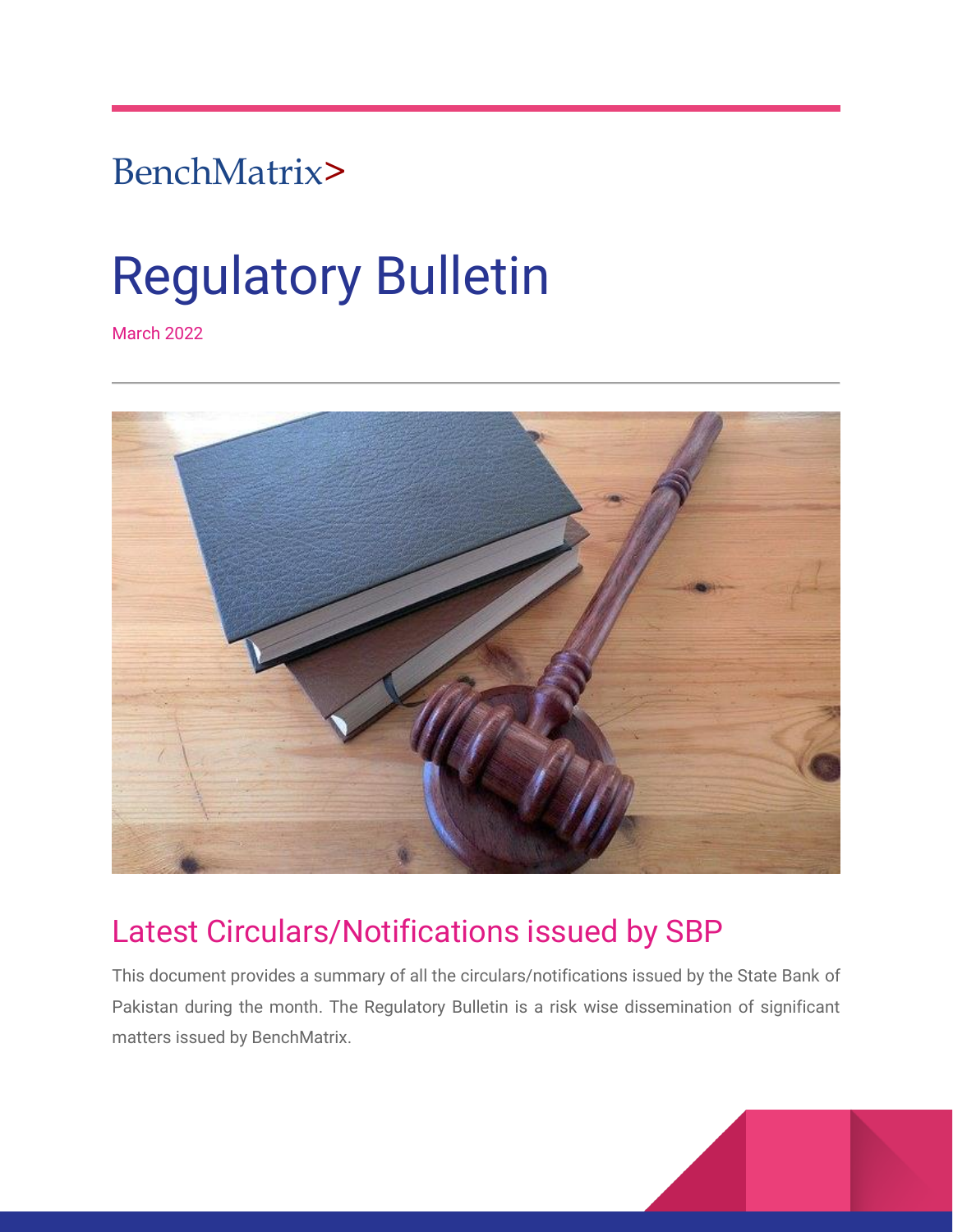BenchMatrix>

# Regulatory Bulletin

March 2022

## Latest Circulars/Notifications issued by SBP

This document provides a summary of all the circulars/notifications issued by the State Bank of Pakistan during the month. The Regulatory Bulletin is a risk wise dissemination of significant matters issued by BenchMatrix.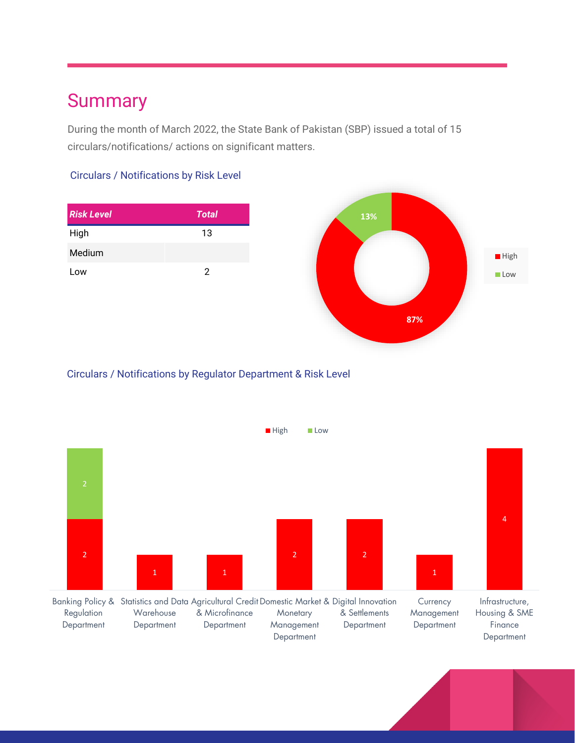# Summary

During the month of March 2022, the State Bank of Pakistan (SBP) issued a total of 15 circulars/notifications/ actions on significant matters.

### Circulars / Notifications by Risk Level

| ***Risk Level*** | ***Total*** |
| --- | --- |
| High | 13 |
| Medium | |
| Low | 2 |

### Circulars / Notifications by Regulator Department & Risk Level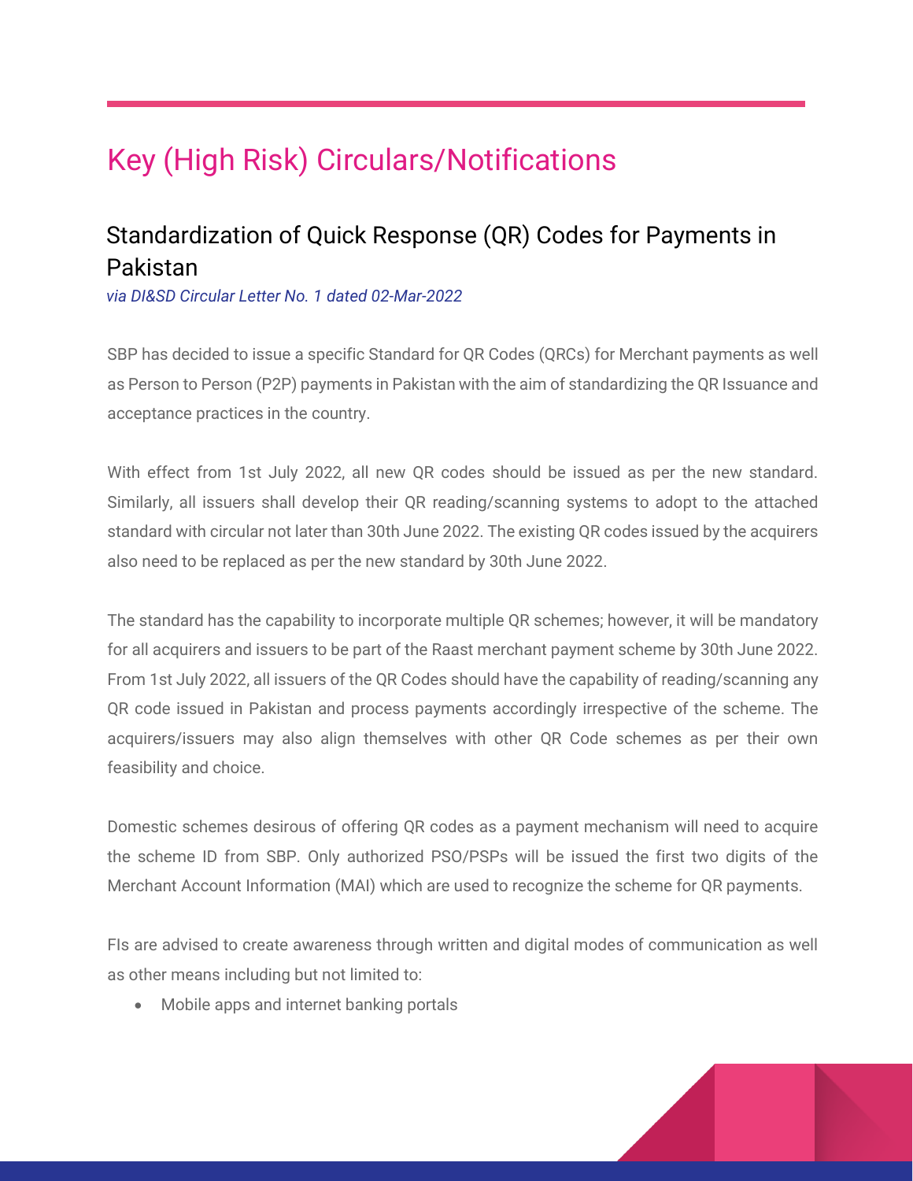# Key (High Risk) Circulars/Notifications

## Standardization of Quick Response (QR) Codes for Payments in Pakistan

*via DI&SD Circular Letter No. 1 dated 02-Mar-2022*

SBP has decided to issue a specific Standard for QR Codes (QRCs) for Merchant payments as well as Person to Person (P2P) payments in Pakistan with the aim of standardizing the QR Issuance and acceptance practices in the country.

With effect from 1st July 2022, all new QR codes should be issued as per the new standard. Similarly, all issuers shall develop their QR reading/scanning systems to adopt to the attached standard with circular not later than 30th June 2022. The existing QR codes issued by the acquirers also need to be replaced as per the new standard by 30th June 2022.

The standard has the capability to incorporate multiple QR schemes; however, it will be mandatory for all acquirers and issuers to be part of the Raast merchant payment scheme by 30th June 2022. From 1st July 2022, all issuers of the QR Codes should have the capability of reading/scanning any QR code issued in Pakistan and process payments accordingly irrespective of the scheme. The acquirers/issuers may also align themselves with other QR Code schemes as per their own feasibility and choice.

Domestic schemes desirous of offering QR codes as a payment mechanism will need to acquire the scheme ID from SBP. Only authorized PSO/PSPs will be issued the first two digits of the Merchant Account Information (MAI) which are used to recognize the scheme for QR payments.

FIs are advised to create awareness through written and digital modes of communication as well as other means including but not limited to:

- Mobile apps and internet banking portals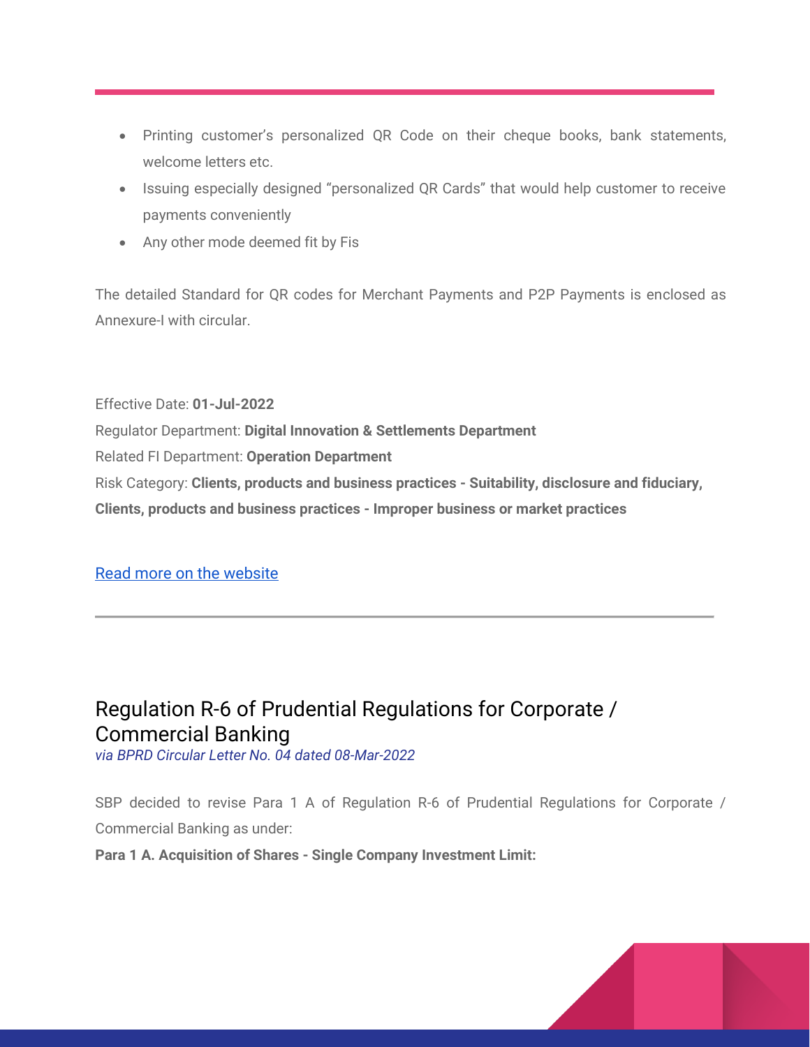- Printing customer's personalized QR Code on their cheque books, bank statements, welcome letters etc.
- Issuing especially designed "personalized QR Cards" that would help customer to receive payments conveniently
- Any other mode deemed fit by Fis

The detailed Standard for QR codes for Merchant Payments and P2P Payments is enclosed as Annexure-I with circular.

Effective Date: **01-Jul-2022**
Regulator Department: **Digital Innovation & Settlements Department**
Related FI Department: **Operation Department**
Risk Category: **Clients, products and business practices - Suitability, disclosure and fiduciary, Clients, products and business practices - Improper business or market practices**

[Read more on the website]()

---

## Regulation R-6 of Prudential Regulations for Corporate / Commercial Banking

*via BPRD Circular Letter No. 04 dated 08-Mar-2022*

SBP decided to revise Para 1 A of Regulation R-6 of Prudential Regulations for Corporate / Commercial Banking as under:

**Para 1 A. Acquisition of Shares - Single Company Investment Limit:**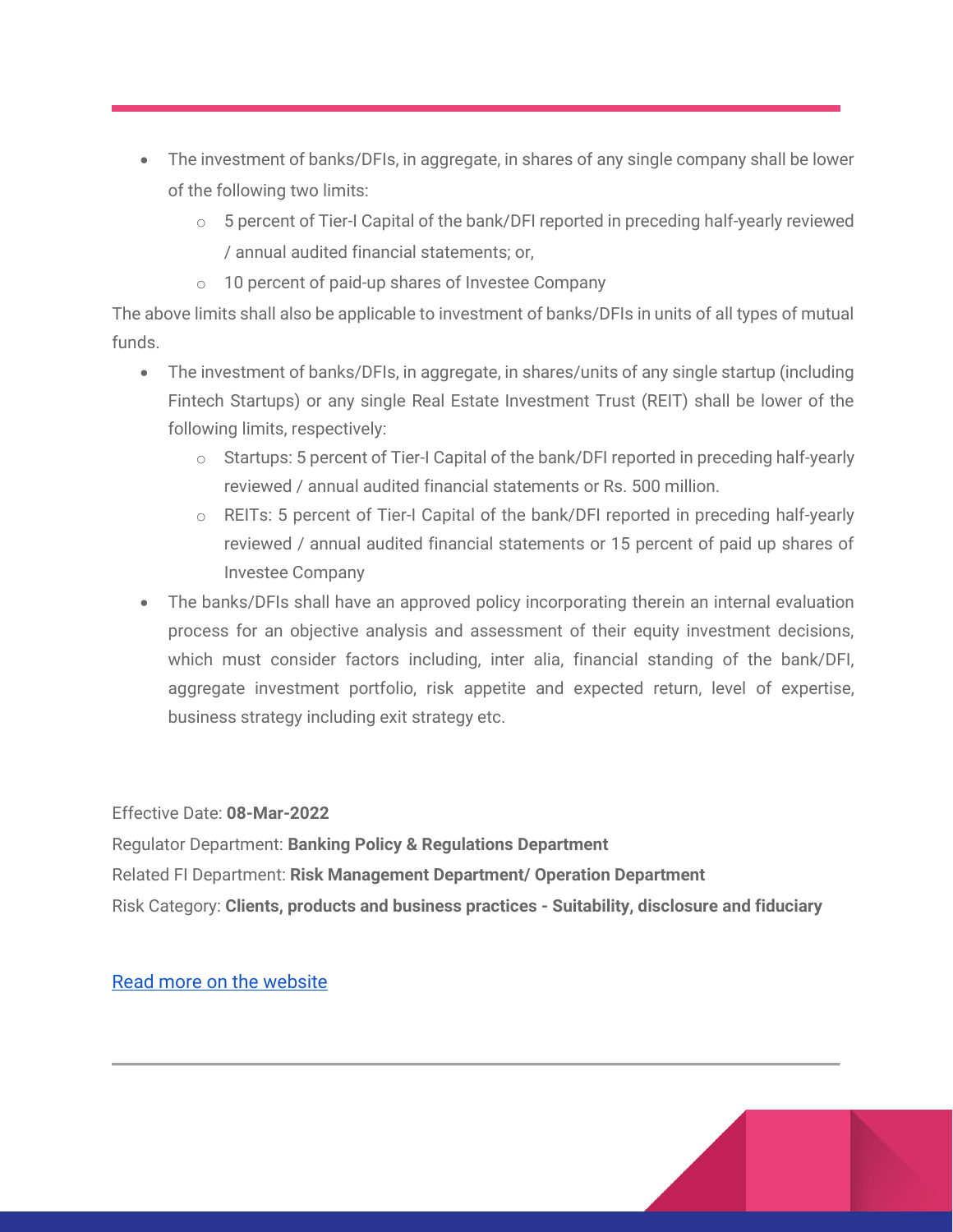- The investment of banks/DFIs, in aggregate, in shares of any single company shall be lower of the following two limits:
    - 5 percent of Tier-I Capital of the bank/DFI reported in preceding half-yearly reviewed / annual audited financial statements; or,
    - 10 percent of paid-up shares of Investee Company

The above limits shall also be applicable to investment of banks/DFIs in units of all types of mutual funds.

- The investment of banks/DFIs, in aggregate, in shares/units of any single startup (including Fintech Startups) or any single Real Estate Investment Trust (REIT) shall be lower of the following limits, respectively:
    - Startups: 5 percent of Tier-I Capital of the bank/DFI reported in preceding half-yearly reviewed / annual audited financial statements or Rs. 500 million.
    - REITs: 5 percent of Tier-I Capital of the bank/DFI reported in preceding half-yearly reviewed / annual audited financial statements or 15 percent of paid up shares of Investee Company
- The banks/DFIs shall have an approved policy incorporating therein an internal evaluation process for an objective analysis and assessment of their equity investment decisions, which must consider factors including, inter alia, financial standing of the bank/DFI, aggregate investment portfolio, risk appetite and expected return, level of expertise, business strategy including exit strategy etc.

Effective Date: **08-Mar-2022**

Regulator Department: **Banking Policy & Regulations Department**

Related FI Department: **Risk Management Department/ Operation Department**

Risk Category: **Clients, products and business practices - Suitability, disclosure and fiduciary**

Read more on the website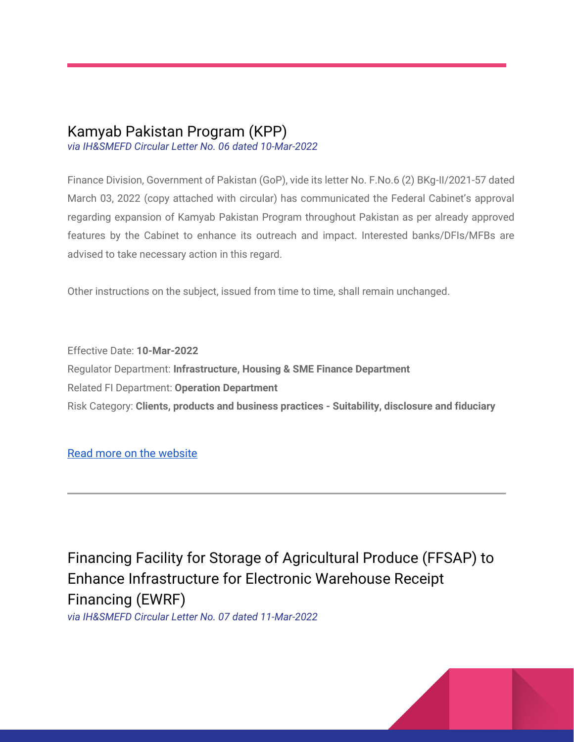## Kamyab Pakistan Program (KPP)

*via IH&SMEFD Circular Letter No. 06 dated 10-Mar-2022*

Finance Division, Government of Pakistan (GoP), vide its letter No. F.No.6 (2) BKg-II/2021-57 dated March 03, 2022 (copy attached with circular) has communicated the Federal Cabinet's approval regarding expansion of Kamyab Pakistan Program throughout Pakistan as per already approved features by the Cabinet to enhance its outreach and impact. Interested banks/DFIs/MFBs are advised to take necessary action in this regard.

Other instructions on the subject, issued from time to time, shall remain unchanged.

Effective Date: **10-Mar-2022**
Regulator Department: **Infrastructure, Housing & SME Finance Department**
Related FI Department: **Operation Department**
Risk Category: **Clients, products and business practices - Suitability, disclosure and fiduciary**

Read more on the website

---

## Financing Facility for Storage of Agricultural Produce (FFSAP) to Enhance Infrastructure for Electronic Warehouse Receipt Financing (EWRF)

*via IH&SMEFD Circular Letter No. 07 dated 11-Mar-2022*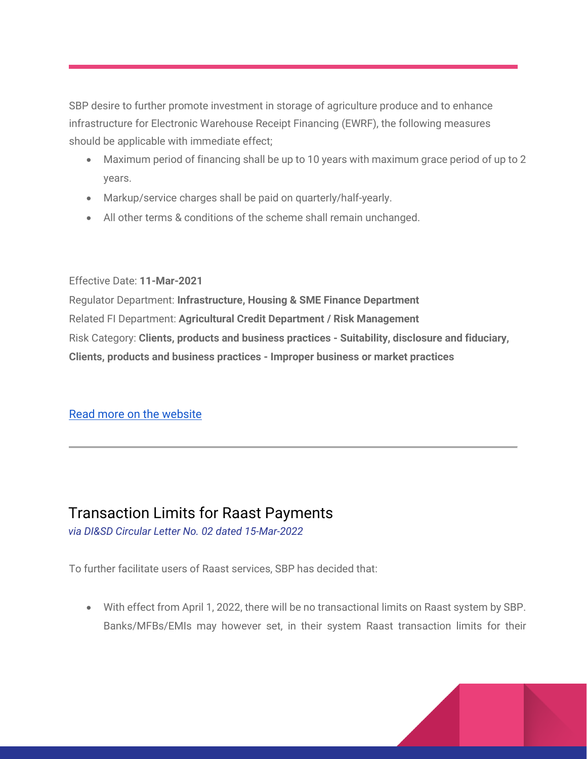SBP desire to further promote investment in storage of agriculture produce and to enhance infrastructure for Electronic Warehouse Receipt Financing (EWRF), the following measures should be applicable with immediate effect;

- Maximum period of financing shall be up to 10 years with maximum grace period of up to 2 years.
- Markup/service charges shall be paid on quarterly/half-yearly.
- All other terms & conditions of the scheme shall remain unchanged.

Effective Date: **11-Mar-2021**

Regulator Department: **Infrastructure, Housing & SME Finance Department**

Related FI Department: **Agricultural Credit Department / Risk Management**

Risk Category: **Clients, products and business practices - Suitability, disclosure and fiduciary, Clients, products and business practices - Improper business or market practices**

[Read more on the website]

---

## Transaction Limits for Raast Payments

*via DI&SD Circular Letter No. 02 dated 15-Mar-2022*

To further facilitate users of Raast services, SBP has decided that:

- With effect from April 1, 2022, there will be no transactional limits on Raast system by SBP. Banks/MFBs/EMIs may however set, in their system Raast transaction limits for their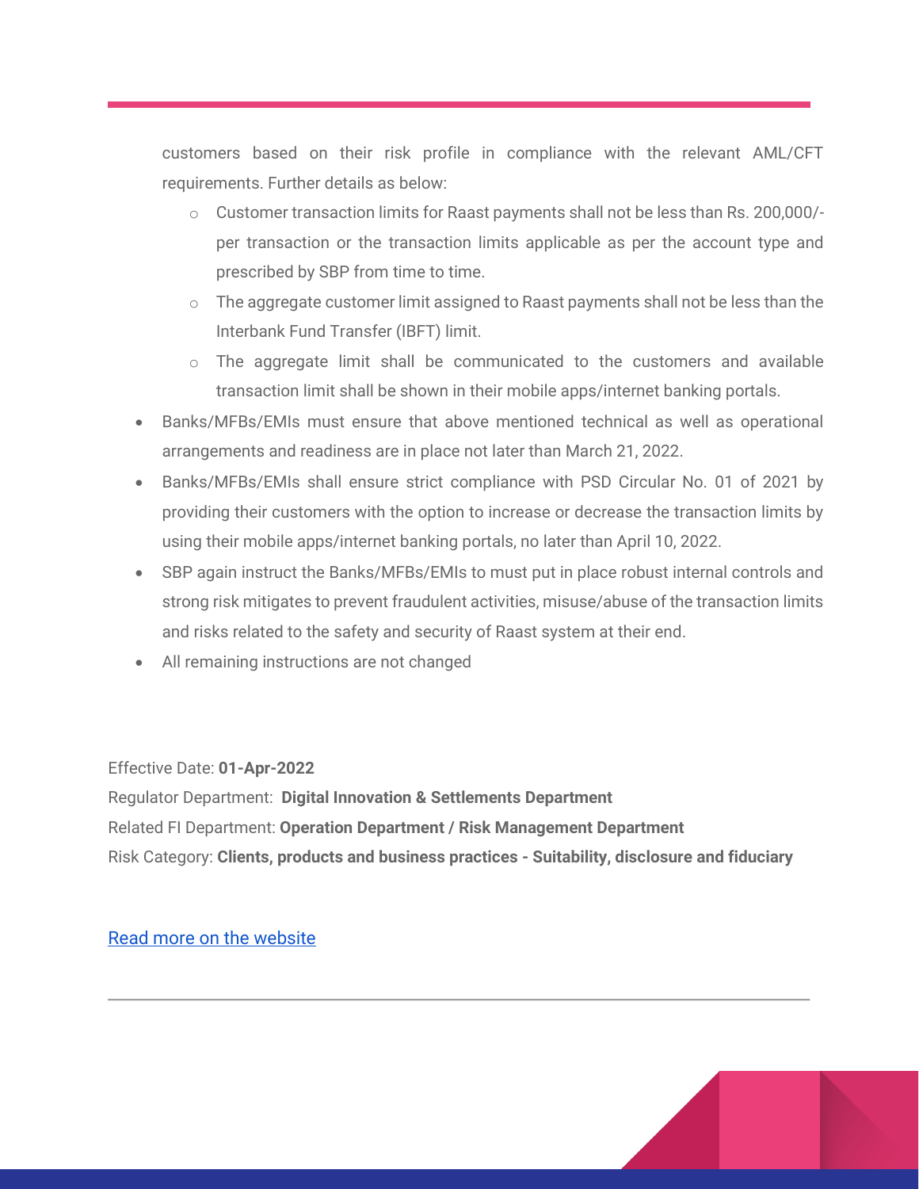customers based on their risk profile in compliance with the relevant AML/CFT requirements. Further details as below:

  - Customer transaction limits for Raast payments shall not be less than Rs. 200,000/- per transaction or the transaction limits applicable as per the account type and prescribed by SBP from time to time.
  - The aggregate customer limit assigned to Raast payments shall not be less than the Interbank Fund Transfer (IBFT) limit.
  - The aggregate limit shall be communicated to the customers and available transaction limit shall be shown in their mobile apps/internet banking portals.

- Banks/MFBs/EMIs must ensure that above mentioned technical as well as operational arrangements and readiness are in place not later than March 21, 2022.
- Banks/MFBs/EMIs shall ensure strict compliance with PSD Circular No. 01 of 2021 by providing their customers with the option to increase or decrease the transaction limits by using their mobile apps/internet banking portals, no later than April 10, 2022.
- SBP again instruct the Banks/MFBs/EMIs to must put in place robust internal controls and strong risk mitigates to prevent fraudulent activities, misuse/abuse of the transaction limits and risks related to the safety and security of Raast system at their end.
- All remaining instructions are not changed

Effective Date: **01-Apr-2022**

Regulator Department: **Digital Innovation & Settlements Department**

Related FI Department: **Operation Department / Risk Management Department**

Risk Category: **Clients, products and business practices - Suitability, disclosure and fiduciary**

Read more on the website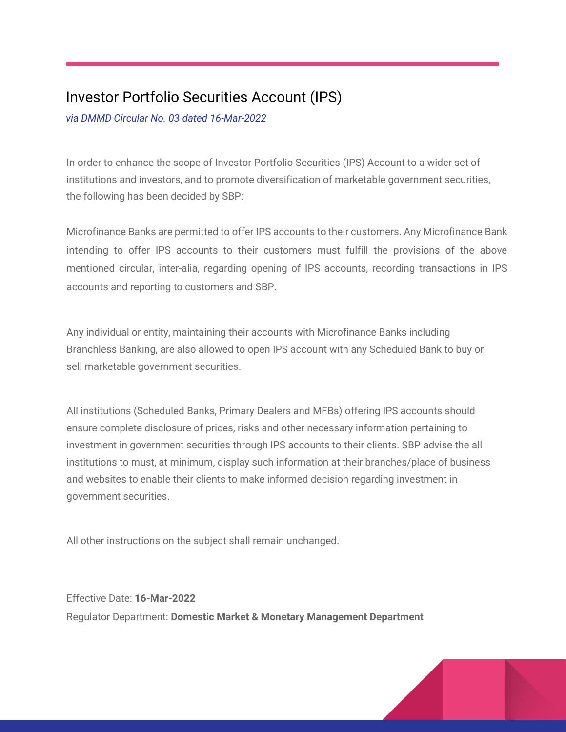## Investor Portfolio Securities Account (IPS)

*via DMMD Circular No. 03 dated 16-Mar-2022*

In order to enhance the scope of Investor Portfolio Securities (IPS) Account to a wider set of institutions and investors, and to promote diversification of marketable government securities, the following has been decided by SBP:

Microfinance Banks are permitted to offer IPS accounts to their customers. Any Microfinance Bank intending to offer IPS accounts to their customers must fulfill the provisions of the above mentioned circular, inter-alia, regarding opening of IPS accounts, recording transactions in IPS accounts and reporting to customers and SBP.

Any individual or entity, maintaining their accounts with Microfinance Banks including Branchless Banking, are also allowed to open IPS account with any Scheduled Bank to buy or sell marketable government securities.

All institutions (Scheduled Banks, Primary Dealers and MFBs) offering IPS accounts should ensure complete disclosure of prices, risks and other necessary information pertaining to investment in government securities through IPS accounts to their clients. SBP advise the all institutions to must, at minimum, display such information at their branches/place of business and websites to enable their clients to make informed decision regarding investment in government securities.

All other instructions on the subject shall remain unchanged.

Effective Date: **16-Mar-2022**

Regulator Department: **Domestic Market & Monetary Management Department**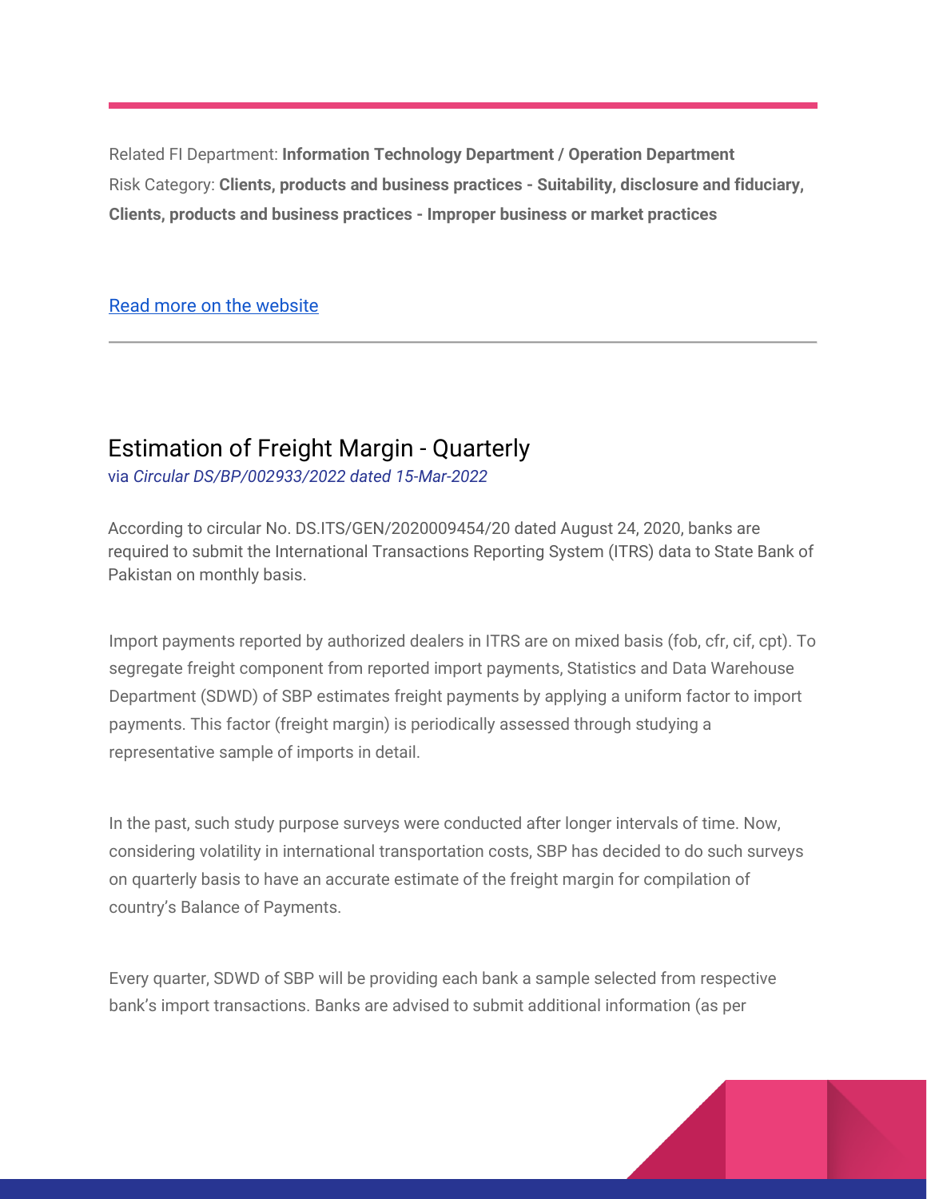Related FI Department: **Information Technology Department / Operation Department**
Risk Category: **Clients, products and business practices - Suitability, disclosure and fiduciary, Clients, products and business practices - Improper business or market practices**

[Read more on the website]

---

## Estimation of Freight Margin - Quarterly

via *Circular DS/BP/002933/2022 dated 15-Mar-2022*

According to circular No. DS.ITS/GEN/2020009454/20 dated August 24, 2020, banks are required to submit the International Transactions Reporting System (ITRS) data to State Bank of Pakistan on monthly basis.

Import payments reported by authorized dealers in ITRS are on mixed basis (fob, cfr, cif, cpt). To segregate freight component from reported import payments, Statistics and Data Warehouse Department (SDWD) of SBP estimates freight payments by applying a uniform factor to import payments. This factor (freight margin) is periodically assessed through studying a representative sample of imports in detail.

In the past, such study purpose surveys were conducted after longer intervals of time. Now, considering volatility in international transportation costs, SBP has decided to do such surveys on quarterly basis to have an accurate estimate of the freight margin for compilation of country's Balance of Payments.

Every quarter, SDWD of SBP will be providing each bank a sample selected from respective bank's import transactions. Banks are advised to submit additional information (as per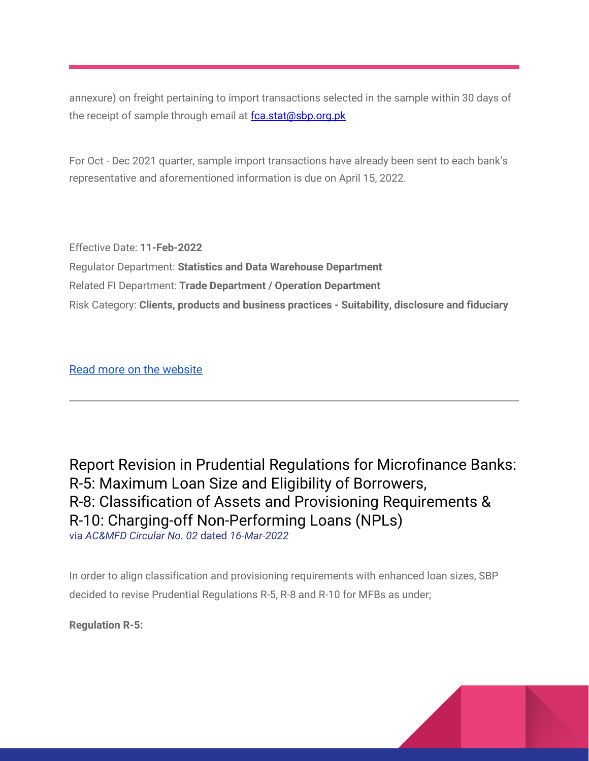annexure) on freight pertaining to import transactions selected in the sample within 30 days of the receipt of sample through email at [fca.stat@sbp.org.pk](mailto:fca.stat@sbp.org.pk)

For Oct - Dec 2021 quarter, sample import transactions have already been sent to each bank's representative and aforementioned information is due on April 15, 2022.

Effective Date: **11-Feb-2022**
Regulator Department: **Statistics and Data Warehouse Department**
Related FI Department: **Trade Department / Operation Department**
Risk Category: **Clients, products and business practices - Suitability, disclosure and fiduciary**

[Read more on the website]()

---

## Report Revision in Prudential Regulations for Microfinance Banks: R-5: Maximum Loan Size and Eligibility of Borrowers, R-8: Classification of Assets and Provisioning Requirements & R-10: Charging-off Non-Performing Loans (NPLs)

via *AC&MFD Circular No. 02* dated *16-Mar-2022*

In order to align classification and provisioning requirements with enhanced loan sizes, SBP decided to revise Prudential Regulations R-5, R-8 and R-10 for MFBs as under;

**Regulation R-5:**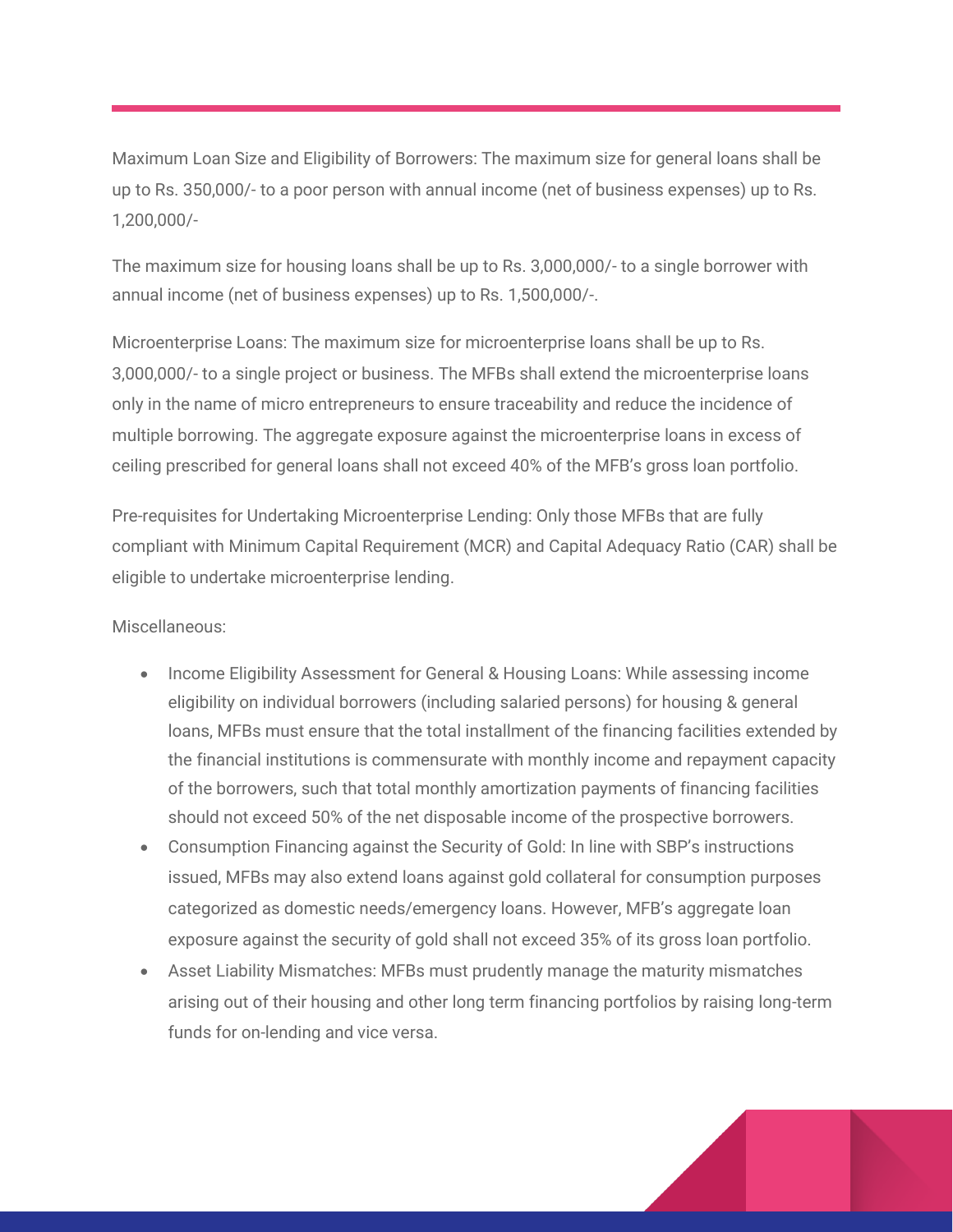Maximum Loan Size and Eligibility of Borrowers: The maximum size for general loans shall be up to Rs. 350,000/- to a poor person with annual income (net of business expenses) up to Rs. 1,200,000/-

The maximum size for housing loans shall be up to Rs. 3,000,000/- to a single borrower with annual income (net of business expenses) up to Rs. 1,500,000/-.

Microenterprise Loans: The maximum size for microenterprise loans shall be up to Rs. 3,000,000/- to a single project or business. The MFBs shall extend the microenterprise loans only in the name of micro entrepreneurs to ensure traceability and reduce the incidence of multiple borrowing. The aggregate exposure against the microenterprise loans in excess of ceiling prescribed for general loans shall not exceed 40% of the MFB's gross loan portfolio.

Pre-requisites for Undertaking Microenterprise Lending: Only those MFBs that are fully compliant with Minimum Capital Requirement (MCR) and Capital Adequacy Ratio (CAR) shall be eligible to undertake microenterprise lending.

Miscellaneous:

- Income Eligibility Assessment for General & Housing Loans: While assessing income eligibility on individual borrowers (including salaried persons) for housing & general loans, MFBs must ensure that the total installment of the financing facilities extended by the financial institutions is commensurate with monthly income and repayment capacity of the borrowers, such that total monthly amortization payments of financing facilities should not exceed 50% of the net disposable income of the prospective borrowers.
- Consumption Financing against the Security of Gold: In line with SBP's instructions issued, MFBs may also extend loans against gold collateral for consumption purposes categorized as domestic needs/emergency loans. However, MFB's aggregate loan exposure against the security of gold shall not exceed 35% of its gross loan portfolio.
- Asset Liability Mismatches: MFBs must prudently manage the maturity mismatches arising out of their housing and other long term financing portfolios by raising long-term funds for on-lending and vice versa.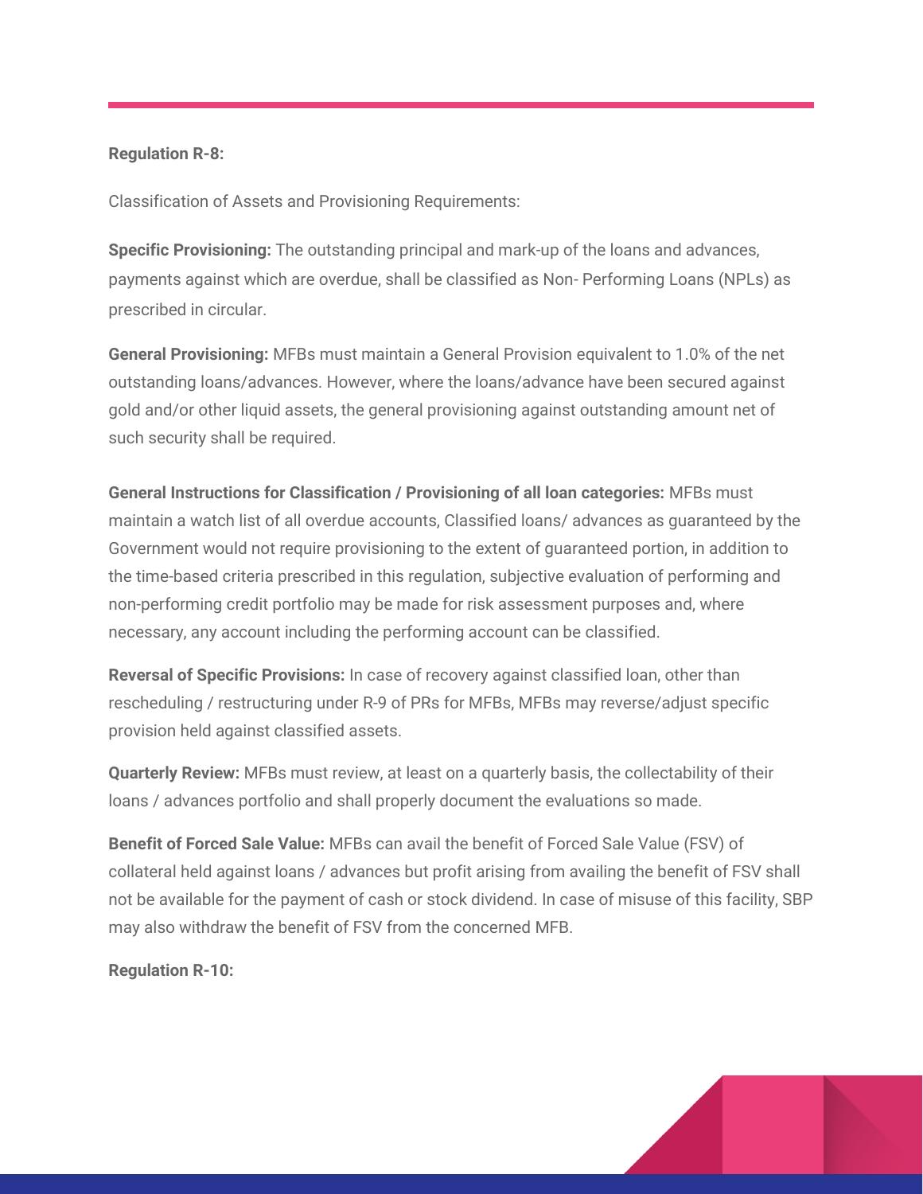**Regulation R-8:**

Classification of Assets and Provisioning Requirements:

**Specific Provisioning:** The outstanding principal and mark-up of the loans and advances, payments against which are overdue, shall be classified as Non- Performing Loans (NPLs) as prescribed in circular.

**General Provisioning:** MFBs must maintain a General Provision equivalent to 1.0% of the net outstanding loans/advances. However, where the loans/advance have been secured against gold and/or other liquid assets, the general provisioning against outstanding amount net of such security shall be required.

**General Instructions for Classification / Provisioning of all loan categories:** MFBs must maintain a watch list of all overdue accounts, Classified loans/ advances as guaranteed by the Government would not require provisioning to the extent of guaranteed portion, in addition to the time-based criteria prescribed in this regulation, subjective evaluation of performing and non-performing credit portfolio may be made for risk assessment purposes and, where necessary, any account including the performing account can be classified.

**Reversal of Specific Provisions:** In case of recovery against classified loan, other than rescheduling / restructuring under R-9 of PRs for MFBs, MFBs may reverse/adjust specific provision held against classified assets.

**Quarterly Review:** MFBs must review, at least on a quarterly basis, the collectability of their loans / advances portfolio and shall properly document the evaluations so made.

**Benefit of Forced Sale Value:** MFBs can avail the benefit of Forced Sale Value (FSV) of collateral held against loans / advances but profit arising from availing the benefit of FSV shall not be available for the payment of cash or stock dividend. In case of misuse of this facility, SBP may also withdraw the benefit of FSV from the concerned MFB.

**Regulation R-10:**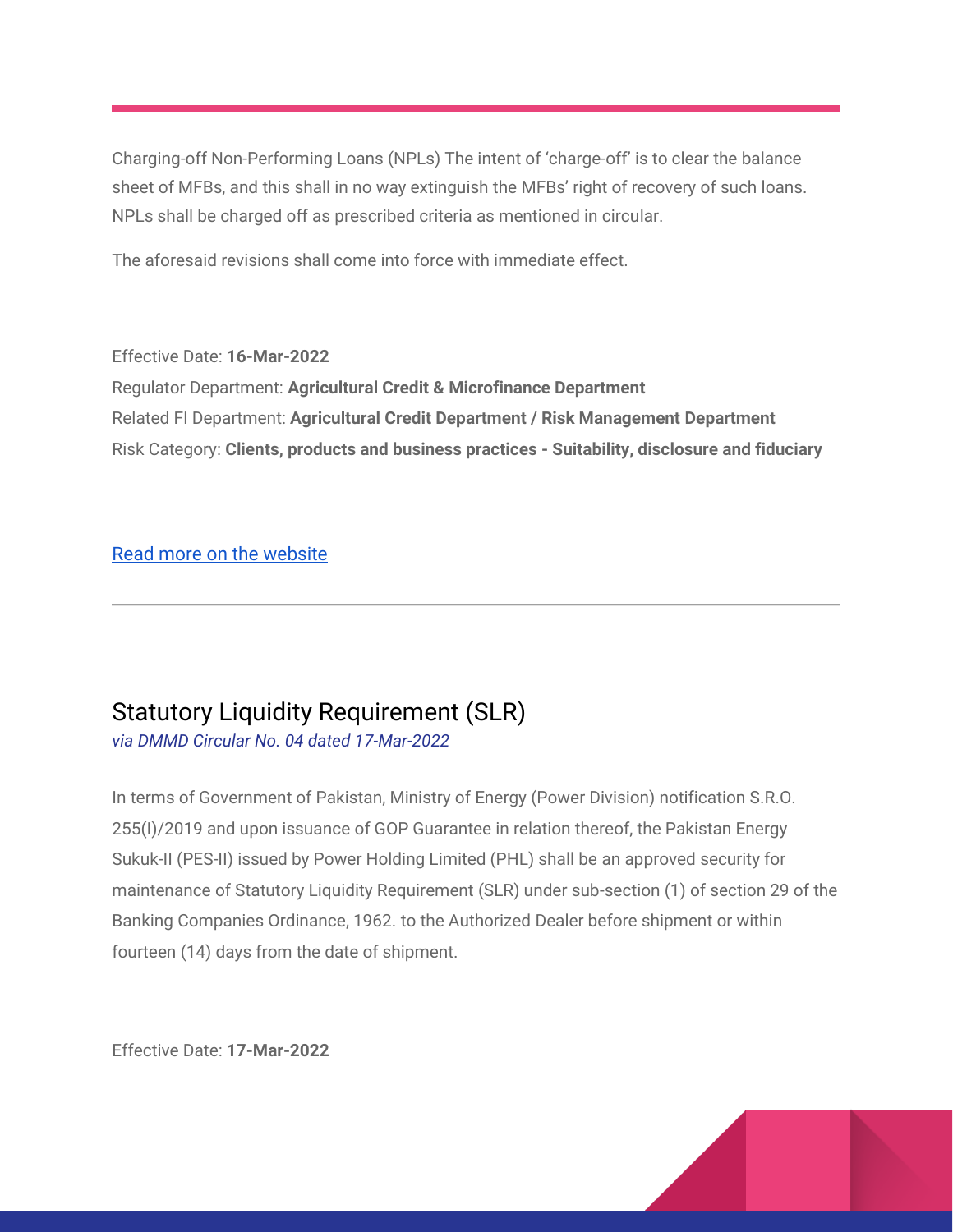Charging-off Non-Performing Loans (NPLs) The intent of 'charge-off' is to clear the balance sheet of MFBs, and this shall in no way extinguish the MFBs' right of recovery of such loans. NPLs shall be charged off as prescribed criteria as mentioned in circular.

The aforesaid revisions shall come into force with immediate effect.

Effective Date: **16-Mar-2022**
Regulator Department: **Agricultural Credit & Microfinance Department**
Related FI Department: **Agricultural Credit Department / Risk Management Department**
Risk Category: **Clients, products and business practices - Suitability, disclosure and fiduciary**

Read more on the website

---

## Statutory Liquidity Requirement (SLR)

*via DMMD Circular No. 04 dated 17-Mar-2022*

In terms of Government of Pakistan, Ministry of Energy (Power Division) notification S.R.O. 255(I)/2019 and upon issuance of GOP Guarantee in relation thereof, the Pakistan Energy Sukuk-II (PES-II) issued by Power Holding Limited (PHL) shall be an approved security for maintenance of Statutory Liquidity Requirement (SLR) under sub-section (1) of section 29 of the Banking Companies Ordinance, 1962. to the Authorized Dealer before shipment or within fourteen (14) days from the date of shipment.

Effective Date: **17-Mar-2022**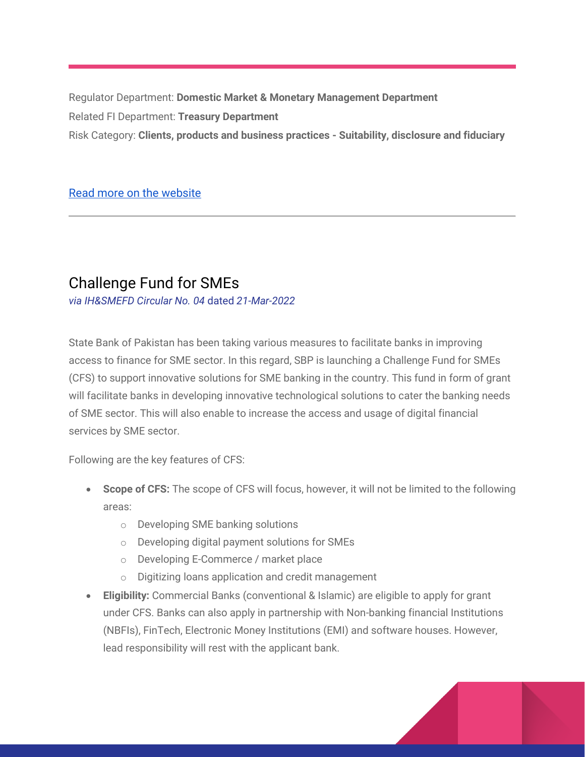Regulator Department: **Domestic Market & Monetary Management Department**
Related FI Department: **Treasury Department**
Risk Category: **Clients, products and business practices - Suitability, disclosure and fiduciary**

Read more on the website

---

## Challenge Fund for SMEs

*via IH&SMEFD Circular No. 04* dated *21-Mar-2022*

State Bank of Pakistan has been taking various measures to facilitate banks in improving access to finance for SME sector. In this regard, SBP is launching a Challenge Fund for SMEs (CFS) to support innovative solutions for SME banking in the country. This fund in form of grant will facilitate banks in developing innovative technological solutions to cater the banking needs of SME sector. This will also enable to increase the access and usage of digital financial services by SME sector.

Following are the key features of CFS:

- **Scope of CFS:** The scope of CFS will focus, however, it will not be limited to the following areas:
  - Developing SME banking solutions
  - Developing digital payment solutions for SMEs
  - Developing E-Commerce / market place
  - Digitizing loans application and credit management
- **Eligibility:** Commercial Banks (conventional & Islamic) are eligible to apply for grant under CFS. Banks can also apply in partnership with Non-banking financial Institutions (NBFIs), FinTech, Electronic Money Institutions (EMI) and software houses. However, lead responsibility will rest with the applicant bank.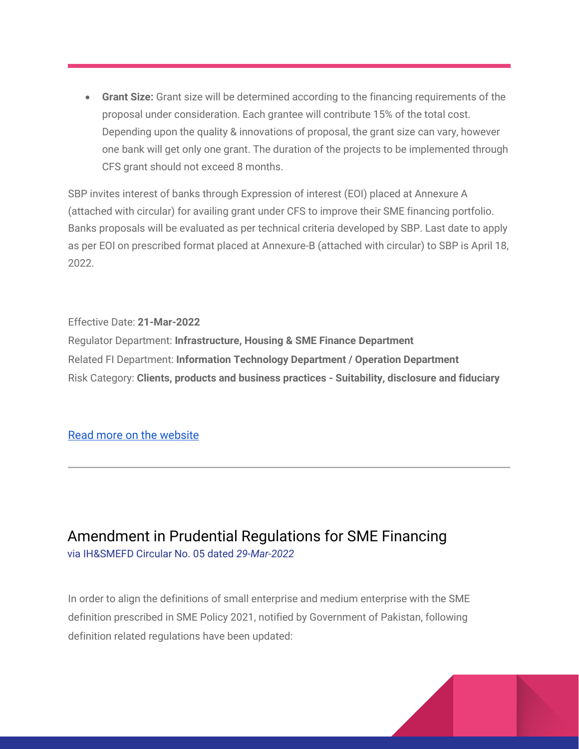- **Grant Size:** Grant size will be determined according to the financing requirements of the proposal under consideration. Each grantee will contribute 15% of the total cost. Depending upon the quality & innovations of proposal, the grant size can vary, however one bank will get only one grant. The duration of the projects to be implemented through CFS grant should not exceed 8 months.

SBP invites interest of banks through Expression of interest (EOI) placed at Annexure A (attached with circular) for availing grant under CFS to improve their SME financing portfolio. Banks proposals will be evaluated as per technical criteria developed by SBP. Last date to apply as per EOI on prescribed format placed at Annexure-B (attached with circular) to SBP is April 18, 2022.

Effective Date: **21-Mar-2022**
Regulator Department: **Infrastructure, Housing & SME Finance Department**
Related FI Department: **Information Technology Department / Operation Department**
Risk Category: **Clients, products and business practices - Suitability, disclosure and fiduciary**

Read more on the website

---

## Amendment in Prudential Regulations for SME Financing

via IH&SMEFD Circular No. 05 dated *29-Mar-2022*

In order to align the definitions of small enterprise and medium enterprise with the SME definition prescribed in SME Policy 2021, notified by Government of Pakistan, following definition related regulations have been updated: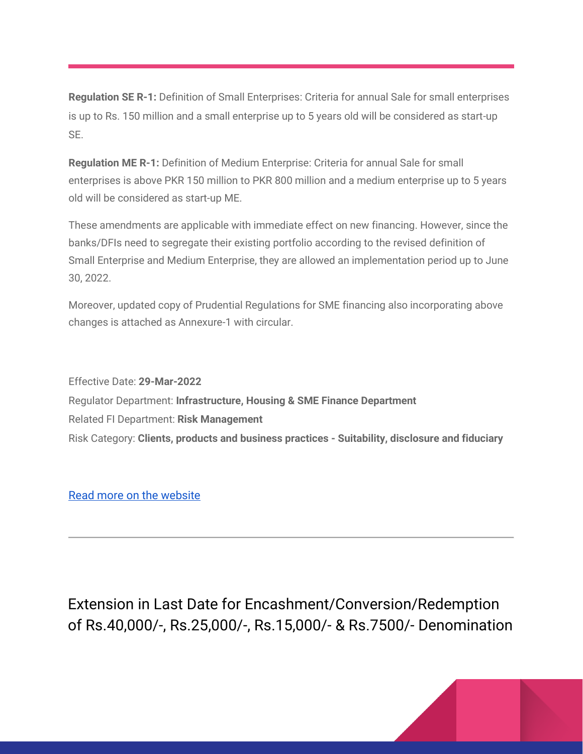**Regulation SE R-1:** Definition of Small Enterprises: Criteria for annual Sale for small enterprises is up to Rs. 150 million and a small enterprise up to 5 years old will be considered as start-up SE.

**Regulation ME R-1:** Definition of Medium Enterprise: Criteria for annual Sale for small enterprises is above PKR 150 million to PKR 800 million and a medium enterprise up to 5 years old will be considered as start-up ME.

These amendments are applicable with immediate effect on new financing. However, since the banks/DFIs need to segregate their existing portfolio according to the revised definition of Small Enterprise and Medium Enterprise, they are allowed an implementation period up to June 30, 2022.

Moreover, updated copy of Prudential Regulations for SME financing also incorporating above changes is attached as Annexure-1 with circular.

Effective Date: **29-Mar-2022**
Regulator Department: **Infrastructure, Housing & SME Finance Department**
Related FI Department: **Risk Management**
Risk Category: **Clients, products and business practices - Suitability, disclosure and fiduciary**

[Read more on the website]

---

## Extension in Last Date for Encashment/Conversion/Redemption of Rs.40,000/-, Rs.25,000/-, Rs.15,000/- & Rs.7500/- Denomination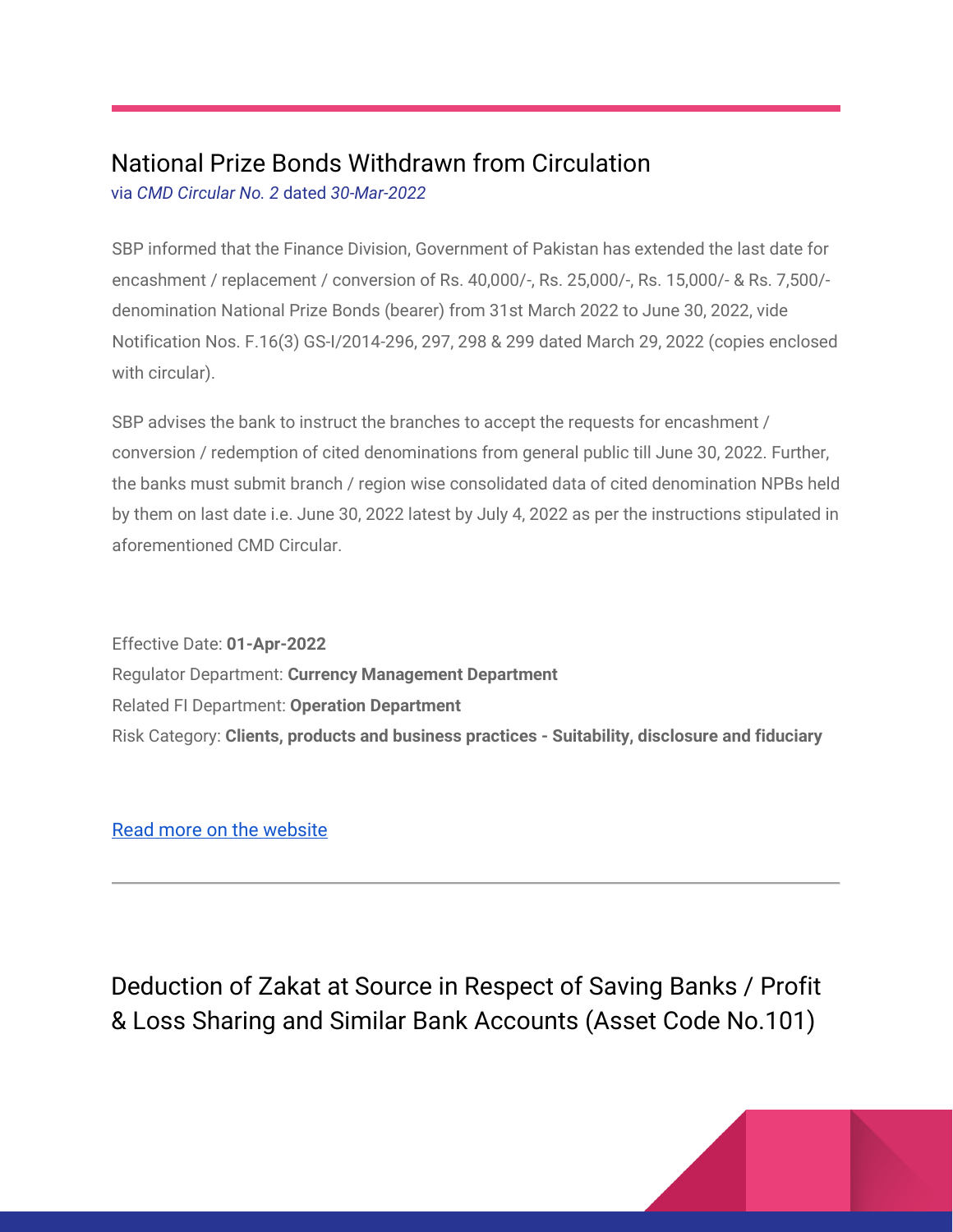## National Prize Bonds Withdrawn from Circulation

via *CMD Circular No. 2* dated *30-Mar-2022*

SBP informed that the Finance Division, Government of Pakistan has extended the last date for encashment / replacement / conversion of Rs. 40,000/-, Rs. 25,000/-, Rs. 15,000/- & Rs. 7,500/- denomination National Prize Bonds (bearer) from 31st March 2022 to June 30, 2022, vide Notification Nos. F.16(3) GS-I/2014-296, 297, 298 & 299 dated March 29, 2022 (copies enclosed with circular).

SBP advises the bank to instruct the branches to accept the requests for encashment / conversion / redemption of cited denominations from general public till June 30, 2022. Further, the banks must submit branch / region wise consolidated data of cited denomination NPBs held by them on last date i.e. June 30, 2022 latest by July 4, 2022 as per the instructions stipulated in aforementioned CMD Circular.

Effective Date: **01-Apr-2022**
Regulator Department: **Currency Management Department**
Related FI Department: **Operation Department**
Risk Category: **Clients, products and business practices - Suitability, disclosure and fiduciary**

[Read more on the website]()

---

## Deduction of Zakat at Source in Respect of Saving Banks / Profit & Loss Sharing and Similar Bank Accounts (Asset Code No.101)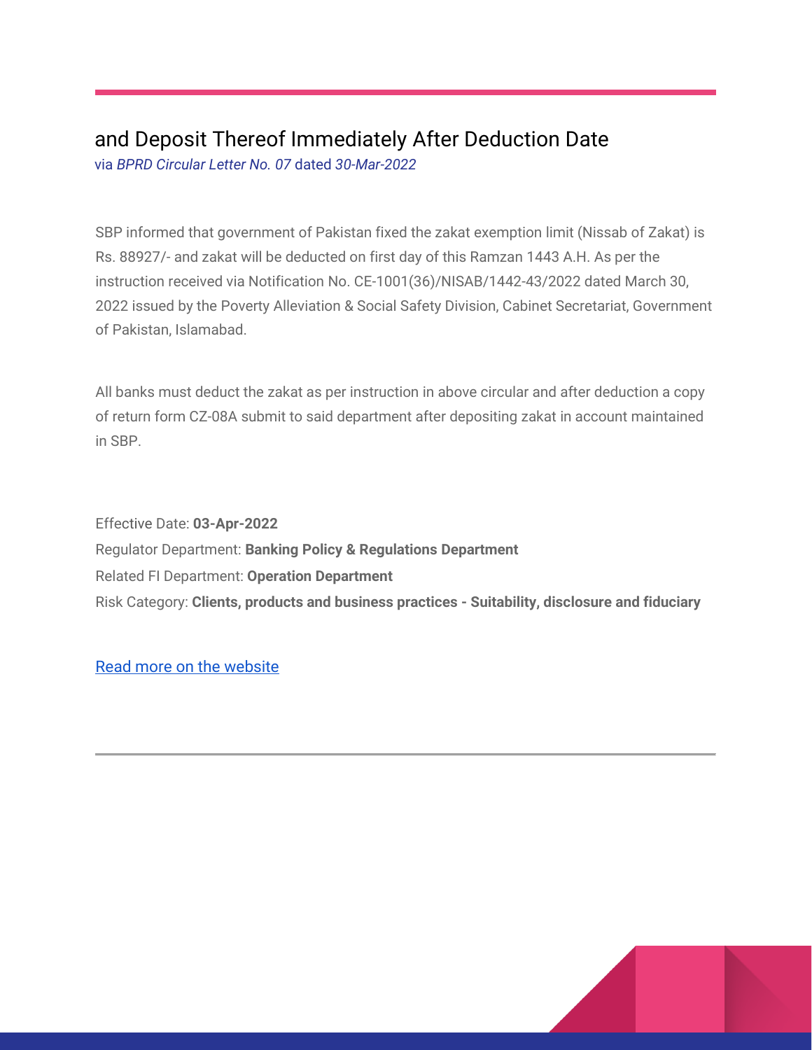## and Deposit Thereof Immediately After Deduction Date

via *BPRD Circular Letter No. 07* dated *30-Mar-2022*

SBP informed that government of Pakistan fixed the zakat exemption limit (Nissab of Zakat) is Rs. 88927/- and zakat will be deducted on first day of this Ramzan 1443 A.H. As per the instruction received via Notification No. CE-1001(36)/NISAB/1442-43/2022 dated March 30, 2022 issued by the Poverty Alleviation & Social Safety Division, Cabinet Secretariat, Government of Pakistan, Islamabad.

All banks must deduct the zakat as per instruction in above circular and after deduction a copy of return form CZ-08A submit to said department after depositing zakat in account maintained in SBP.

Effective Date: **03-Apr-2022**
Regulator Department: **Banking Policy & Regulations Department**
Related FI Department: **Operation Department**
Risk Category: **Clients, products and business practices - Suitability, disclosure and fiduciary**

[Read more on the website]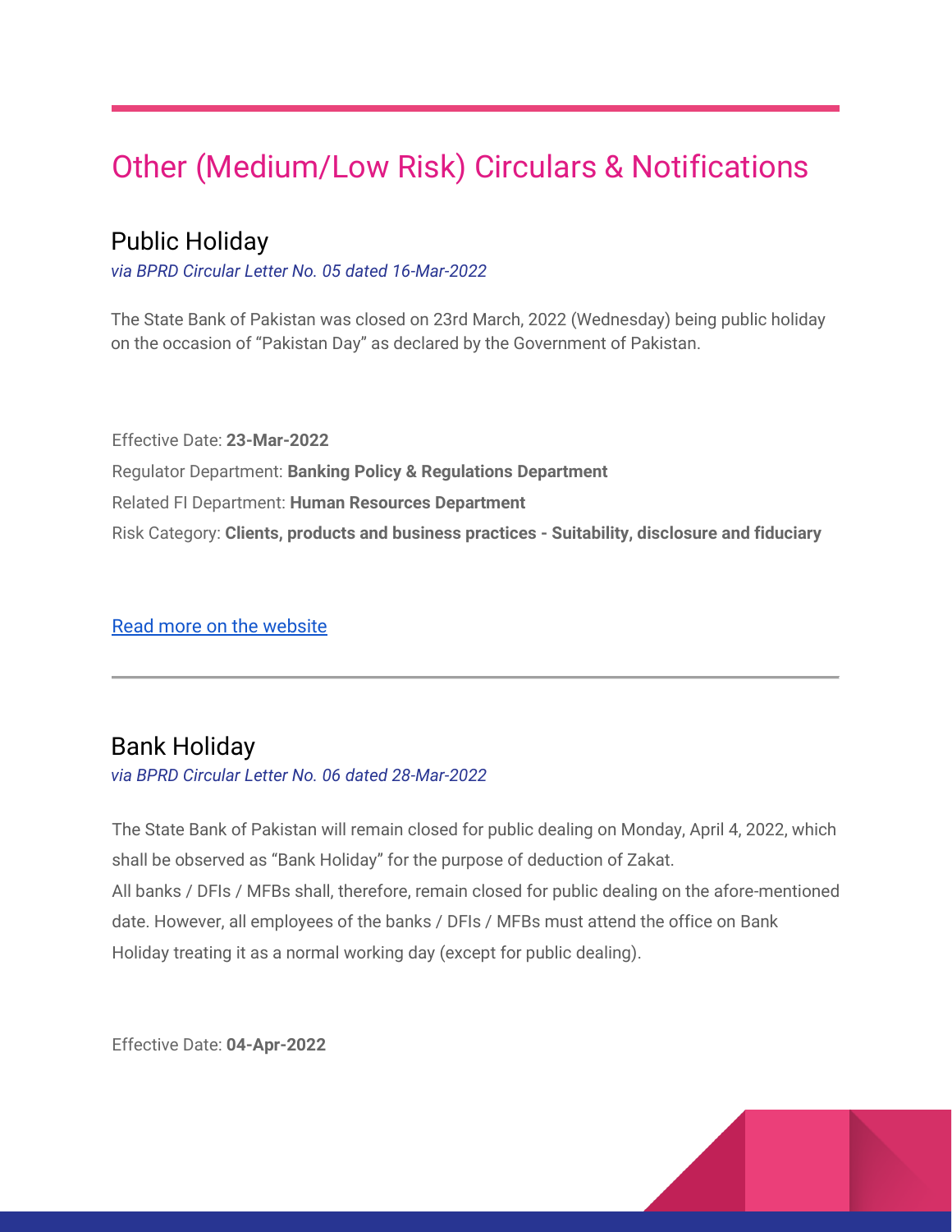# Other (Medium/Low Risk) Circulars & Notifications

## Public Holiday

*via BPRD Circular Letter No. 05 dated 16-Mar-2022*

The State Bank of Pakistan was closed on 23rd March, 2022 (Wednesday) being public holiday on the occasion of "Pakistan Day" as declared by the Government of Pakistan.

Effective Date: **23-Mar-2022**

Regulator Department: **Banking Policy & Regulations Department**

Related FI Department: **Human Resources Department**

Risk Category: **Clients, products and business practices - Suitability, disclosure and fiduciary**

[Read more on the website]()

---

## Bank Holiday

*via BPRD Circular Letter No. 06 dated 28-Mar-2022*

The State Bank of Pakistan will remain closed for public dealing on Monday, April 4, 2022, which shall be observed as "Bank Holiday" for the purpose of deduction of Zakat.

All banks / DFIs / MFBs shall, therefore, remain closed for public dealing on the afore-mentioned date. However, all employees of the banks / DFIs / MFBs must attend the office on Bank Holiday treating it as a normal working day (except for public dealing).

Effective Date: **04-Apr-2022**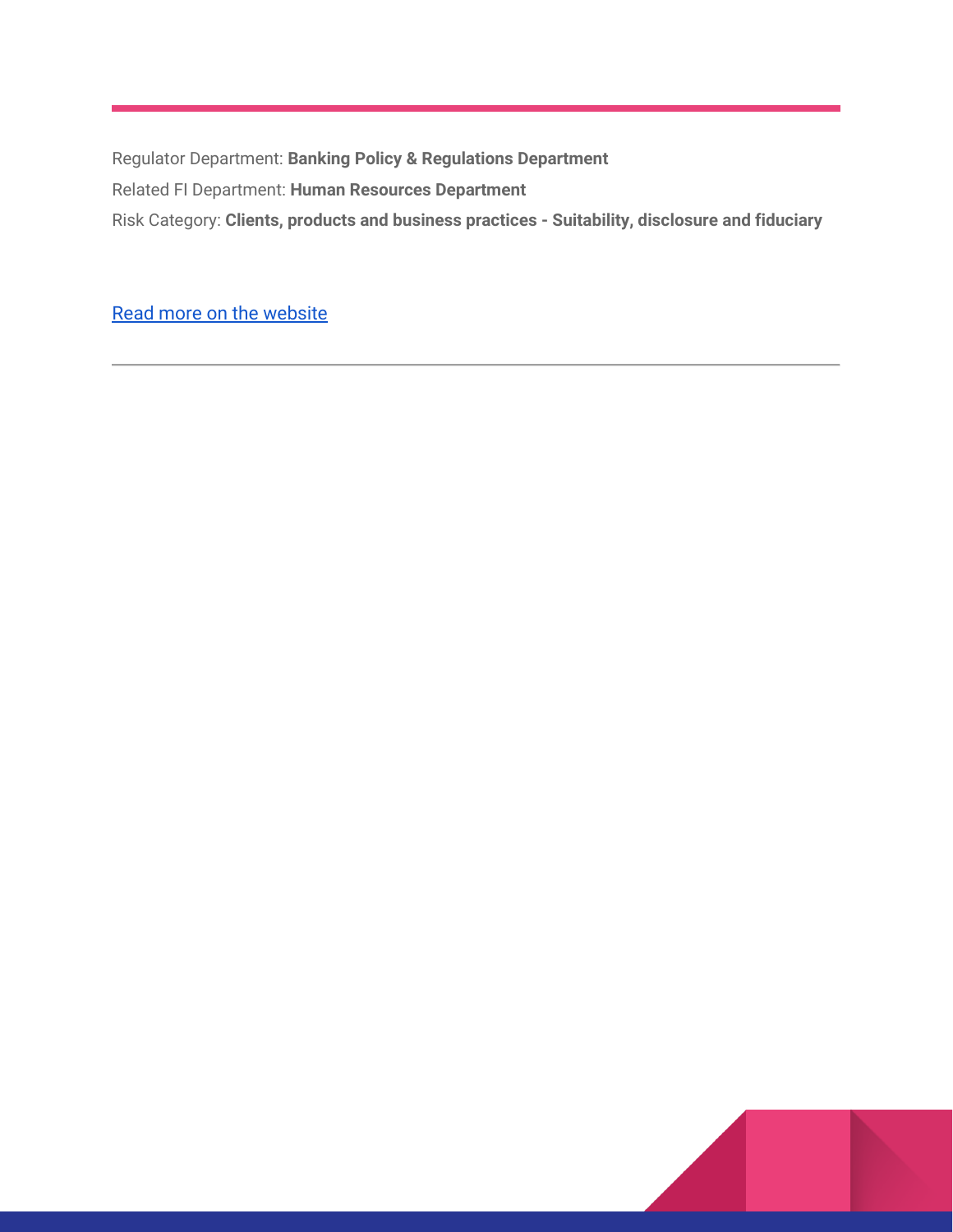Regulator Department: **Banking Policy & Regulations Department**

Related FI Department: **Human Resources Department**

Risk Category: **Clients, products and business practices - Suitability, disclosure and fiduciary**

Read more on the website

---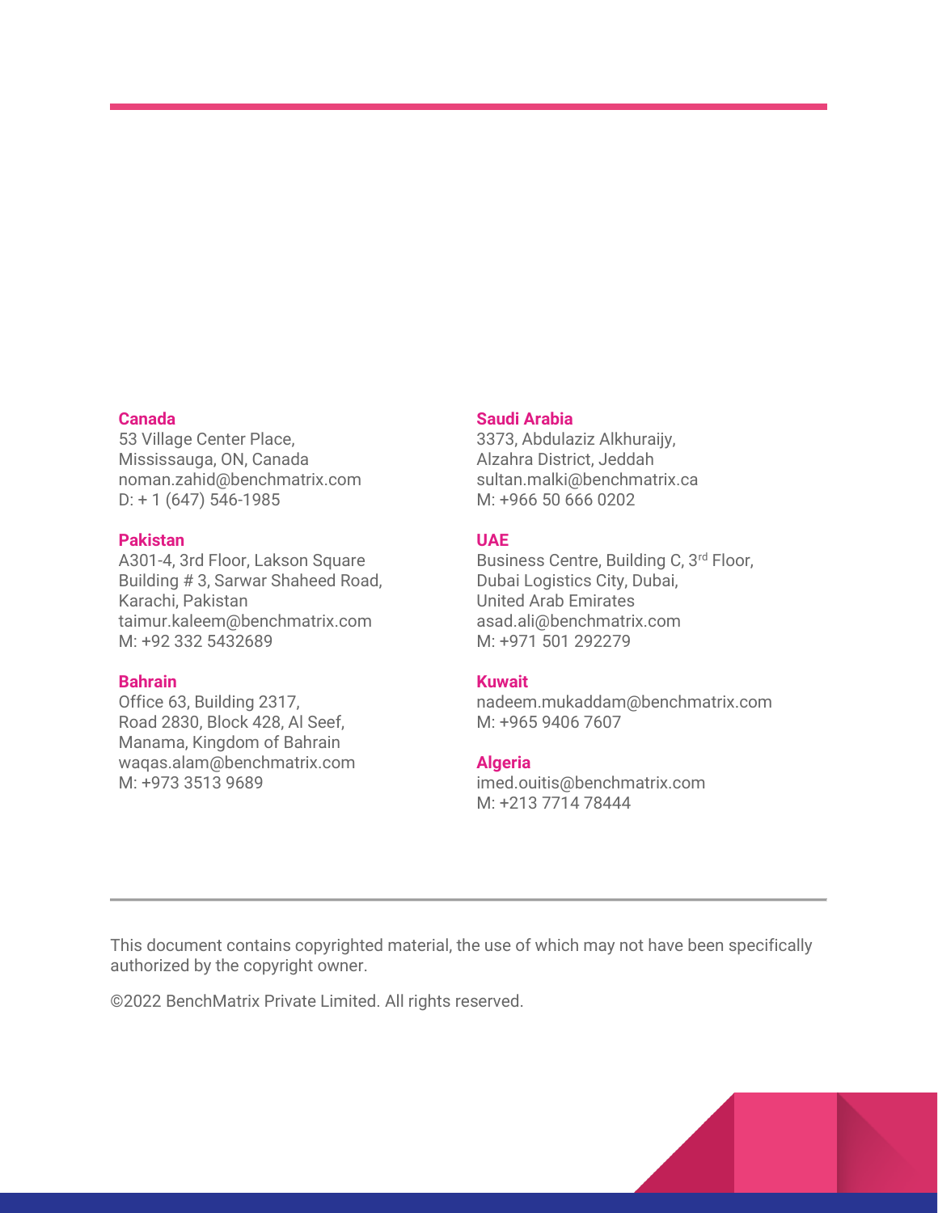**Canada**
53 Village Center Place,
Mississauga, ON, Canada
noman.zahid@benchmatrix.com
D: + 1 (647) 546-1985

**Pakistan**
A301-4, 3rd Floor, Lakson Square
Building # 3, Sarwar Shaheed Road,
Karachi, Pakistan
taimur.kaleem@benchmatrix.com
M: +92 332 5432689

**Bahrain**
Office 63, Building 2317,
Road 2830, Block 428, Al Seef,
Manama, Kingdom of Bahrain
waqas.alam@benchmatrix.com
M: +973 3513 9689

**Saudi Arabia**
3373, Abdulaziz Alkhuraijy,
Alzahra District, Jeddah
sultan.malki@benchmatrix.ca
M: +966 50 666 0202

**UAE**
Business Centre, Building C, 3rd Floor,
Dubai Logistics City, Dubai,
United Arab Emirates
asad.ali@benchmatrix.com
M: +971 501 292279

**Kuwait**
nadeem.mukaddam@benchmatrix.com
M: +965 9406 7607

**Algeria**
imed.ouitis@benchmatrix.com
M: +213 7714 78444

---

This document contains copyrighted material, the use of which may not have been specifically authorized by the copyright owner.

©2022 BenchMatrix Private Limited. All rights reserved.